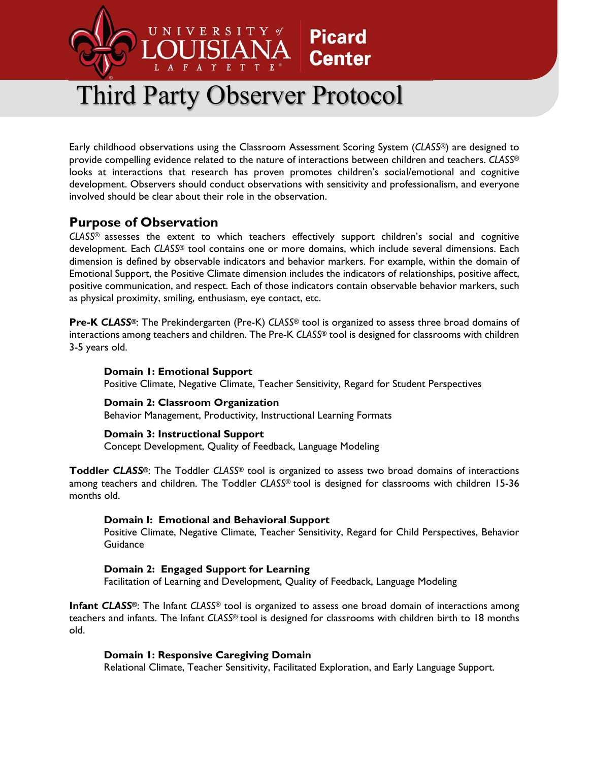University of Louisiana Lafayette — Picard Center

# Third Party Observer Protocol

Early childhood observations using the Classroom Assessment Scoring System (*CLASS*®) are designed to provide compelling evidence related to the nature of interactions between children and teachers. *CLASS*® looks at interactions that research has proven promotes children's social/emotional and cognitive development. Observers should conduct observations with sensitivity and professionalism, and everyone involved should be clear about their role in the observation.

## Purpose of Observation

*CLASS*® assesses the extent to which teachers effectively support children's social and cognitive development. Each *CLASS*® tool contains one or more domains, which include several dimensions. Each dimension is defined by observable indicators and behavior markers. For example, within the domain of Emotional Support, the Positive Climate dimension includes the indicators of relationships, positive affect, positive communication, and respect. Each of those indicators contain observable behavior markers, such as physical proximity, smiling, enthusiasm, eye contact, etc.

**Pre-K *CLASS*®**: The Prekindergarten (Pre-K) *CLASS*® tool is organized to assess three broad domains of interactions among teachers and children. The Pre-K *CLASS*® tool is designed for classrooms with children 3-5 years old.

> **Domain 1: Emotional Support**
> Positive Climate, Negative Climate, Teacher Sensitivity, Regard for Student Perspectives
>
> **Domain 2: Classroom Organization**
> Behavior Management, Productivity, Instructional Learning Formats
>
> **Domain 3: Instructional Support**
> Concept Development, Quality of Feedback, Language Modeling

**Toddler *CLASS*®**: The Toddler *CLASS*® tool is organized to assess two broad domains of interactions among teachers and children. The Toddler *CLASS*® tool is designed for classrooms with children 15-36 months old.

> **Domain I: Emotional and Behavioral Support**
> Positive Climate, Negative Climate, Teacher Sensitivity, Regard for Child Perspectives, Behavior Guidance
>
> **Domain 2: Engaged Support for Learning**
> Facilitation of Learning and Development, Quality of Feedback, Language Modeling

**Infant *CLASS*®**: The Infant *CLASS*® tool is organized to assess one broad domain of interactions among teachers and infants. The Infant *CLASS*® tool is designed for classrooms with children birth to 18 months old.

> **Domain 1: Responsive Caregiving Domain**
> Relational Climate, Teacher Sensitivity, Facilitated Exploration, and Early Language Support.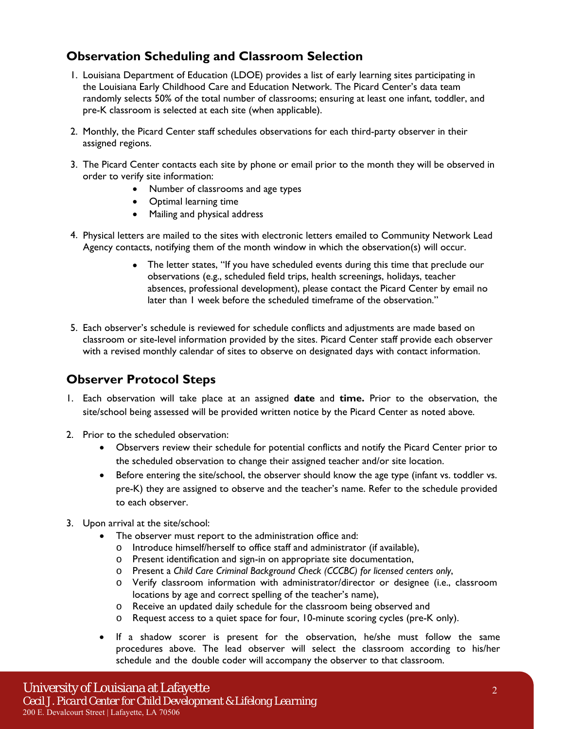## Observation Scheduling and Classroom Selection

1. Louisiana Department of Education (LDOE) provides a list of early learning sites participating in the Louisiana Early Childhood Care and Education Network. The Picard Center's data team randomly selects 50% of the total number of classrooms; ensuring at least one infant, toddler, and pre-K classroom is selected at each site (when applicable).

2. Monthly, the Picard Center staff schedules observations for each third-party observer in their assigned regions.

3. The Picard Center contacts each site by phone or email prior to the month they will be observed in order to verify site information:
   - Number of classrooms and age types
   - Optimal learning time
   - Mailing and physical address

4. Physical letters are mailed to the sites with electronic letters emailed to Community Network Lead Agency contacts, notifying them of the month window in which the observation(s) will occur.
   - The letter states, "If you have scheduled events during this time that preclude our observations (e.g., scheduled field trips, health screenings, holidays, teacher absences, professional development), please contact the Picard Center by email no later than 1 week before the scheduled timeframe of the observation."

5. Each observer's schedule is reviewed for schedule conflicts and adjustments are made based on classroom or site-level information provided by the sites. Picard Center staff provide each observer with a revised monthly calendar of sites to observe on designated days with contact information.

## Observer Protocol Steps

1. Each observation will take place at an assigned **date** and **time.** Prior to the observation, the site/school being assessed will be provided written notice by the Picard Center as noted above.

2. Prior to the scheduled observation:
   - Observers review their schedule for potential conflicts and notify the Picard Center prior to the scheduled observation to change their assigned teacher and/or site location.
   - Before entering the site/school, the observer should know the age type (infant vs. toddler vs. pre-K) they are assigned to observe and the teacher's name. Refer to the schedule provided to each observer.

3. Upon arrival at the site/school:
   - The observer must report to the administration office and:
     - Introduce himself/herself to office staff and administrator (if available),
     - Present identification and sign-in on appropriate site documentation,
     - Present a *Child Care Criminal Background Check (CCCBC) for licensed centers only*,
     - Verify classroom information with administrator/director or designee (i.e., classroom locations by age and correct spelling of the teacher's name),
     - Receive an updated daily schedule for the classroom being observed and
     - Request access to a quiet space for four, 10-minute scoring cycles (pre-K only).
   - If a shadow scorer is present for the observation, he/she must follow the same procedures above. The lead observer will select the classroom according to his/her schedule and the double coder will accompany the observer to that classroom.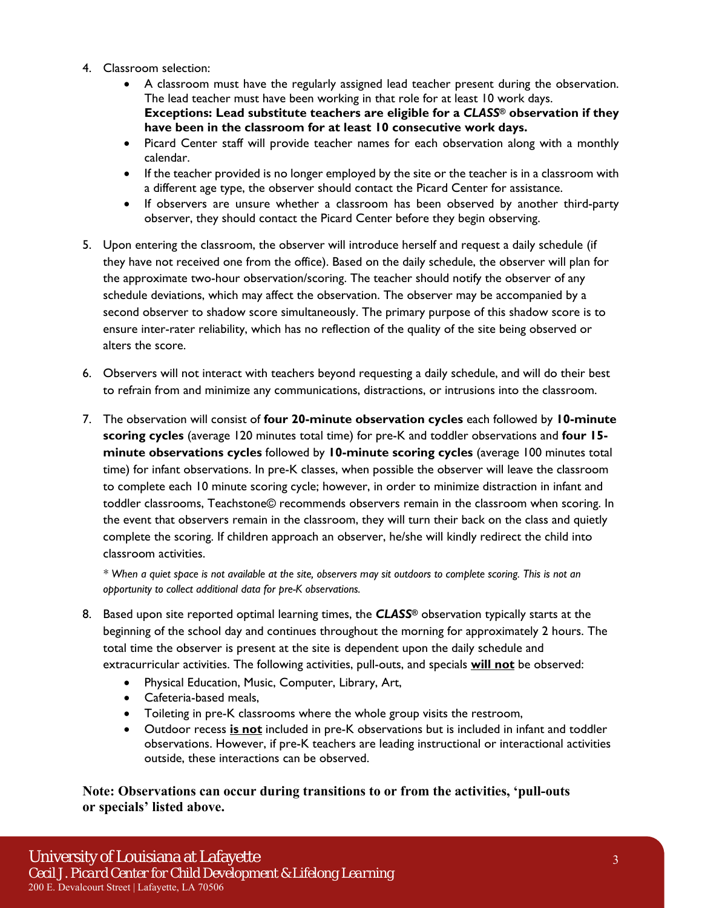4. Classroom selection:
   - A classroom must have the regularly assigned lead teacher present during the observation. The lead teacher must have been working in that role for at least 10 work days. **Exceptions: Lead substitute teachers are eligible for a *CLASS*® observation if they have been in the classroom for at least 10 consecutive work days.**
   - Picard Center staff will provide teacher names for each observation along with a monthly calendar.
   - If the teacher provided is no longer employed by the site or the teacher is in a classroom with a different age type, the observer should contact the Picard Center for assistance.
   - If observers are unsure whether a classroom has been observed by another third-party observer, they should contact the Picard Center before they begin observing.

5. Upon entering the classroom, the observer will introduce herself and request a daily schedule (if they have not received one from the office). Based on the daily schedule, the observer will plan for the approximate two-hour observation/scoring. The teacher should notify the observer of any schedule deviations, which may affect the observation. The observer may be accompanied by a second observer to shadow score simultaneously. The primary purpose of this shadow score is to ensure inter-rater reliability, which has no reflection of the quality of the site being observed or alters the score.

6. Observers will not interact with teachers beyond requesting a daily schedule, and will do their best to refrain from and minimize any communications, distractions, or intrusions into the classroom.

7. The observation will consist of **four 20-minute observation cycles** each followed by **10-minute scoring cycles** (average 120 minutes total time) for pre-K and toddler observations and **four 15-minute observations cycles** followed by **10-minute scoring cycles** (average 100 minutes total time) for infant observations. In pre-K classes, when possible the observer will leave the classroom to complete each 10 minute scoring cycle; however, in order to minimize distraction in infant and toddler classrooms, Teachstone© recommends observers remain in the classroom when scoring. In the event that observers remain in the classroom, they will turn their back on the class and quietly complete the scoring. If children approach an observer, he/she will kindly redirect the child into classroom activities.

   *\* When a quiet space is not available at the site, observers may sit outdoors to complete scoring. This is not an opportunity to collect additional data for pre-K observations.*

8. Based upon site reported optimal learning times, the ***CLASS***® observation typically starts at the beginning of the school day and continues throughout the morning for approximately 2 hours. The total time the observer is present at the site is dependent upon the daily schedule and extracurricular activities. The following activities, pull-outs, and specials **will not** be observed:
   - Physical Education, Music, Computer, Library, Art,
   - Cafeteria-based meals,
   - Toileting in pre-K classrooms where the whole group visits the restroom,
   - Outdoor recess **is not** included in pre-K observations but is included in infant and toddler observations. However, if pre-K teachers are leading instructional or interactional activities outside, these interactions can be observed.

**Note: Observations can occur during transitions to or from the activities, 'pull-outs or specials' listed above.**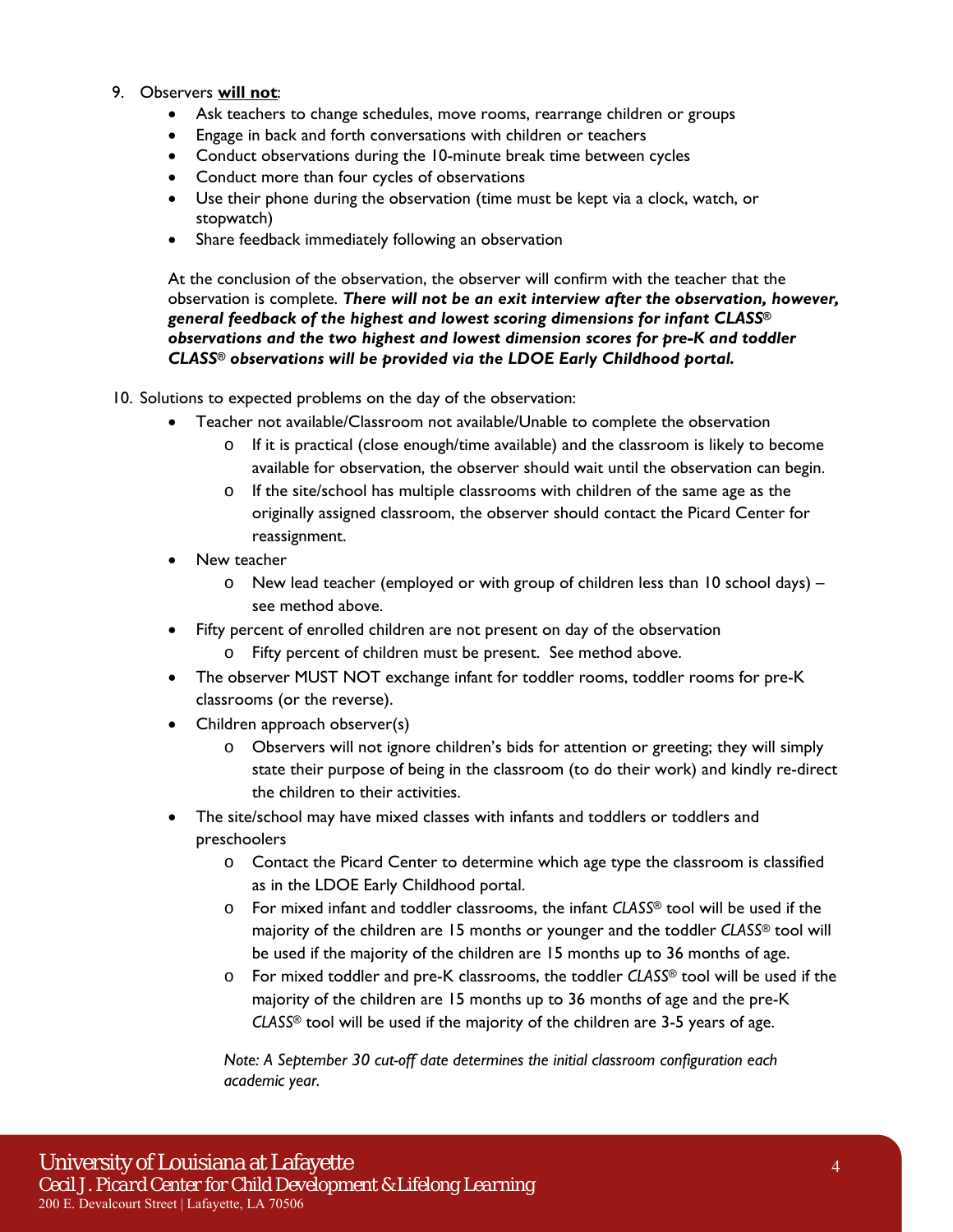9. Observers **will not**:
   - Ask teachers to change schedules, move rooms, rearrange children or groups
   - Engage in back and forth conversations with children or teachers
   - Conduct observations during the 10-minute break time between cycles
   - Conduct more than four cycles of observations
   - Use their phone during the observation (time must be kept via a clock, watch, or stopwatch)
   - Share feedback immediately following an observation

   At the conclusion of the observation, the observer will confirm with the teacher that the observation is complete. ***There will not be an exit interview after the observation, however, general feedback of the highest and lowest scoring dimensions for infant CLASS® observations and the two highest and lowest dimension scores for pre-K and toddler CLASS® observations will be provided via the LDOE Early Childhood portal.***

10. Solutions to expected problems on the day of the observation:
    - Teacher not available/Classroom not available/Unable to complete the observation
      - If it is practical (close enough/time available) and the classroom is likely to become available for observation, the observer should wait until the observation can begin.
      - If the site/school has multiple classrooms with children of the same age as the originally assigned classroom, the observer should contact the Picard Center for reassignment.
    - New teacher
      - New lead teacher (employed or with group of children less than 10 school days) – see method above.
    - Fifty percent of enrolled children are not present on day of the observation
      - Fifty percent of children must be present. See method above.
    - The observer MUST NOT exchange infant for toddler rooms, toddler rooms for pre-K classrooms (or the reverse).
    - Children approach observer(s)
      - Observers will not ignore children's bids for attention or greeting; they will simply state their purpose of being in the classroom (to do their work) and kindly re-direct the children to their activities.
    - The site/school may have mixed classes with infants and toddlers or toddlers and preschoolers
      - Contact the Picard Center to determine which age type the classroom is classified as in the LDOE Early Childhood portal.
      - For mixed infant and toddler classrooms, the infant *CLASS*® tool will be used if the majority of the children are 15 months or younger and the toddler *CLASS*® tool will be used if the majority of the children are 15 months up to 36 months of age.
      - For mixed toddler and pre-K classrooms, the toddler *CLASS*® tool will be used if the majority of the children are 15 months up to 36 months of age and the pre-K *CLASS*® tool will be used if the majority of the children are 3-5 years of age.

      *Note: A September 30 cut-off date determines the initial classroom configuration each academic year.*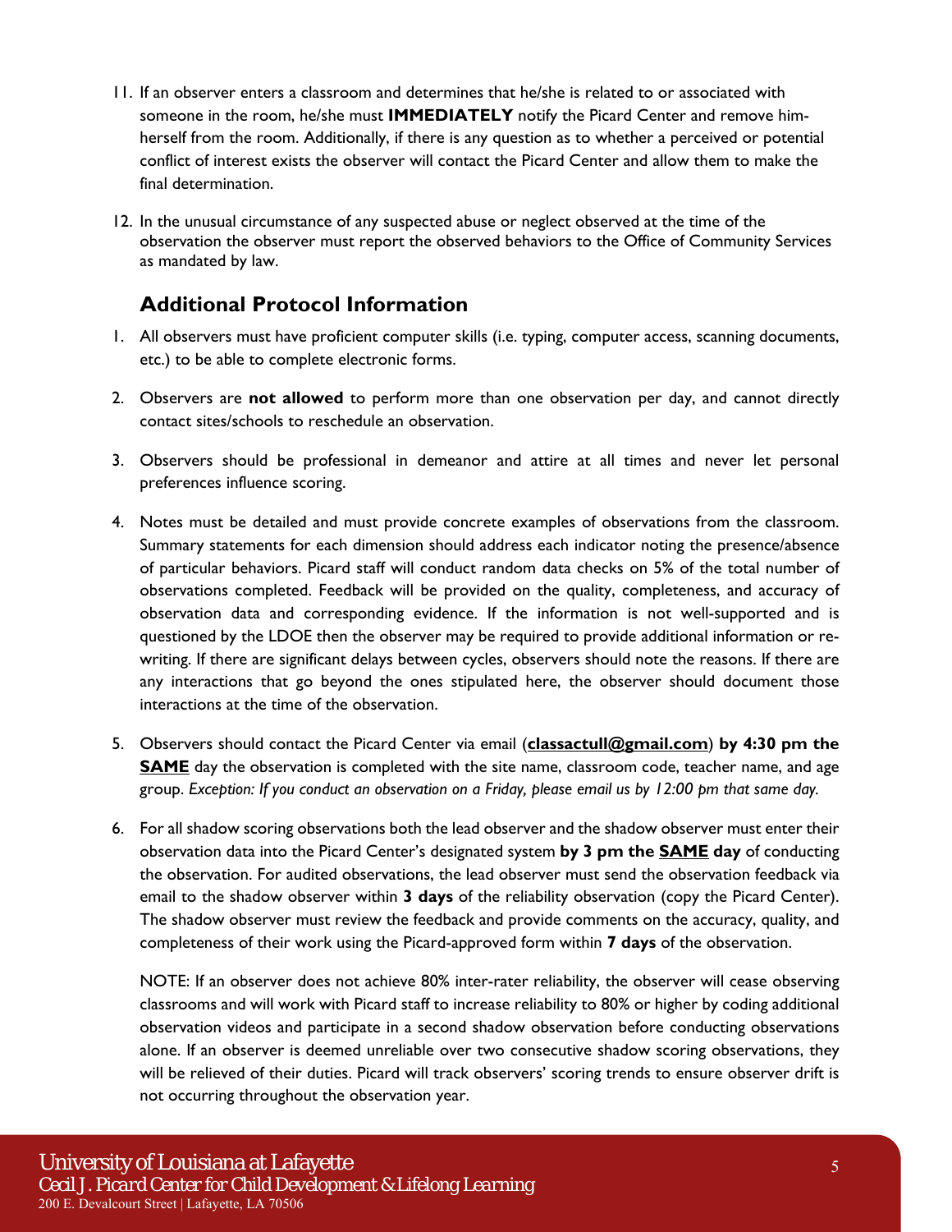11. If an observer enters a classroom and determines that he/she is related to or associated with someone in the room, he/she must **IMMEDIATELY** notify the Picard Center and remove him-herself from the room. Additionally, if there is any question as to whether a perceived or potential conflict of interest exists the observer will contact the Picard Center and allow them to make the final determination.

12. In the unusual circumstance of any suspected abuse or neglect observed at the time of the observation the observer must report the observed behaviors to the Office of Community Services as mandated by law.

## Additional Protocol Information

1. All observers must have proficient computer skills (i.e. typing, computer access, scanning documents, etc.) to be able to complete electronic forms.

2. Observers are **not allowed** to perform more than one observation per day, and cannot directly contact sites/schools to reschedule an observation.

3. Observers should be professional in demeanor and attire at all times and never let personal preferences influence scoring.

4. Notes must be detailed and must provide concrete examples of observations from the classroom. Summary statements for each dimension should address each indicator noting the presence/absence of particular behaviors. Picard staff will conduct random data checks on 5% of the total number of observations completed. Feedback will be provided on the quality, completeness, and accuracy of observation data and corresponding evidence. If the information is not well-supported and is questioned by the LDOE then the observer may be required to provide additional information or re-writing. If there are significant delays between cycles, observers should note the reasons. If there are any interactions that go beyond the ones stipulated here, the observer should document those interactions at the time of the observation.

5. Observers should contact the Picard Center via email (**classactull@gmail.com**) **by 4:30 pm the SAME** day the observation is completed with the site name, classroom code, teacher name, and age group. *Exception: If you conduct an observation on a Friday, please email us by 12:00 pm that same day.*

6. For all shadow scoring observations both the lead observer and the shadow observer must enter their observation data into the Picard Center's designated system **by 3 pm the SAME day** of conducting the observation. For audited observations, the lead observer must send the observation feedback via email to the shadow observer within **3 days** of the reliability observation (copy the Picard Center). The shadow observer must review the feedback and provide comments on the accuracy, quality, and completeness of their work using the Picard-approved form within **7 days** of the observation.

   NOTE: If an observer does not achieve 80% inter-rater reliability, the observer will cease observing classrooms and will work with Picard staff to increase reliability to 80% or higher by coding additional observation videos and participate in a second shadow observation before conducting observations alone. If an observer is deemed unreliable over two consecutive shadow scoring observations, they will be relieved of their duties. Picard will track observers' scoring trends to ensure observer drift is not occurring throughout the observation year.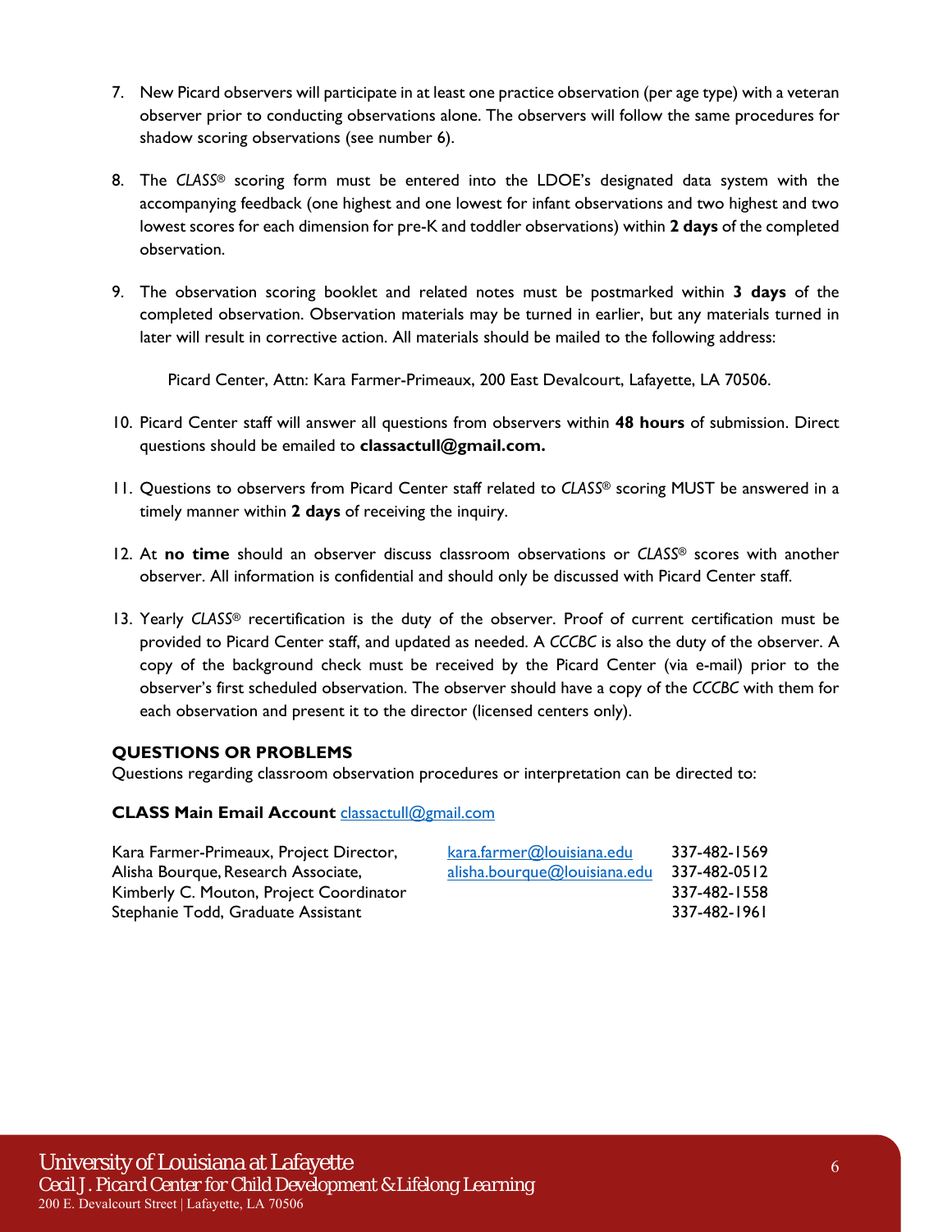7. New Picard observers will participate in at least one practice observation (per age type) with a veteran observer prior to conducting observations alone. The observers will follow the same procedures for shadow scoring observations (see number 6).

8. The *CLASS*® scoring form must be entered into the LDOE's designated data system with the accompanying feedback (one highest and one lowest for infant observations and two highest and two lowest scores for each dimension for pre-K and toddler observations) within **2 days** of the completed observation.

9. The observation scoring booklet and related notes must be postmarked within **3 days** of the completed observation. Observation materials may be turned in earlier, but any materials turned in later will result in corrective action. All materials should be mailed to the following address:

   Picard Center, Attn: Kara Farmer-Primeaux, 200 East Devalcourt, Lafayette, LA 70506.

10. Picard Center staff will answer all questions from observers within **48 hours** of submission. Direct questions should be emailed to **classactull@gmail.com.**

11. Questions to observers from Picard Center staff related to *CLASS*® scoring MUST be answered in a timely manner within **2 days** of receiving the inquiry.

12. At **no time** should an observer discuss classroom observations or *CLASS*® scores with another observer. All information is confidential and should only be discussed with Picard Center staff.

13. Yearly *CLASS*® recertification is the duty of the observer. Proof of current certification must be provided to Picard Center staff, and updated as needed. A *CCCBC* is also the duty of the observer. A copy of the background check must be received by the Picard Center (via e-mail) prior to the observer's first scheduled observation. The observer should have a copy of the *CCCBC* with them for each observation and present it to the director (licensed centers only).

## QUESTIONS OR PROBLEMS

Questions regarding classroom observation procedures or interpretation can be directed to:

**CLASS Main Email Account** classactull@gmail.com

| | | |
|---|---|---|
| Kara Farmer-Primeaux, Project Director, | kara.farmer@louisiana.edu | 337-482-1569 |
| Alisha Bourque, Research Associate, | alisha.bourque@louisiana.edu | 337-482-0512 |
| Kimberly C. Mouton, Project Coordinator | | 337-482-1558 |
| Stephanie Todd, Graduate Assistant | | 337-482-1961 |